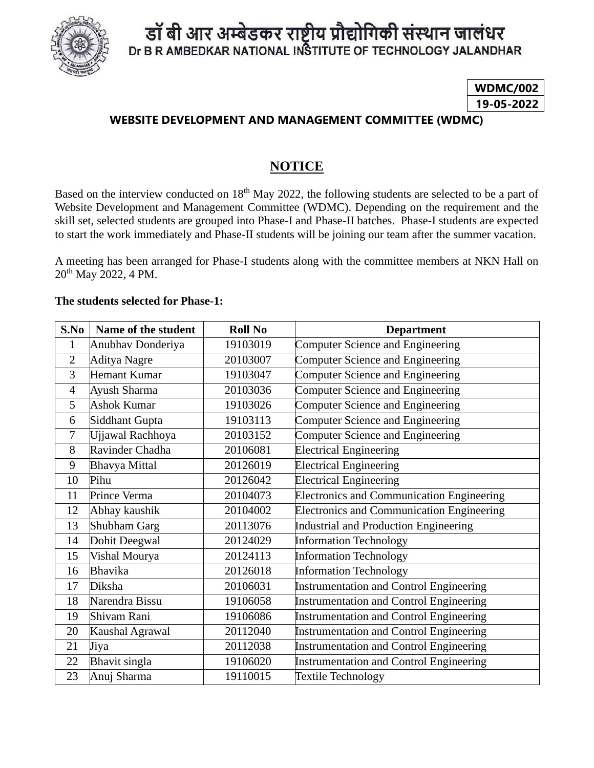# डॉ बी आर अम्बेडकर राष्ट्रीय प्रौद्योगिकी संस्थान जालंधर

# Dr B R AMBEDKAR NATIONAL INSTITUTE OF TECHNOLOGY JALANDHAR

| WDMC/002 |
|---|
| 19-05-2022 |

**WEBSITE DEVELOPMENT AND MANAGEMENT COMMITTEE (WDMC)**

## NOTICE

Based on the interview conducted on 18th May 2022, the following students are selected to be a part of Website Development and Management Committee (WDMC). Depending on the requirement and the skill set, selected students are grouped into Phase-I and Phase-II batches. Phase-I students are expected to start the work immediately and Phase-II students will be joining our team after the summer vacation.

A meeting has been arranged for Phase-I students along with the committee members at NKN Hall on 20th May 2022, 4 PM.

**The students selected for Phase-1:**

| S.No | Name of the student | Roll No | Department |
|---|---|---|---|
| 1 | Anubhav Donderiya | 19103019 | Computer Science and Engineering |
| 2 | Aditya Nagre | 20103007 | Computer Science and Engineering |
| 3 | Hemant Kumar | 19103047 | Computer Science and Engineering |
| 4 | Ayush Sharma | 20103036 | Computer Science and Engineering |
| 5 | Ashok Kumar | 19103026 | Computer Science and Engineering |
| 6 | Siddhant Gupta | 19103113 | Computer Science and Engineering |
| 7 | Ujjawal Rachhoya | 20103152 | Computer Science and Engineering |
| 8 | Ravinder Chadha | 20106081 | Electrical Engineering |
| 9 | Bhavya Mittal | 20126019 | Electrical Engineering |
| 10 | Pihu | 20126042 | Electrical Engineering |
| 11 | Prince Verma | 20104073 | Electronics and Communication Engineering |
| 12 | Abhay kaushik | 20104002 | Electronics and Communication Engineering |
| 13 | Shubham Garg | 20113076 | Industrial and Production Engineering |
| 14 | Dohit Deegwal | 20124029 | Information Technology |
| 15 | Vishal Mourya | 20124113 | Information Technology |
| 16 | Bhavika | 20126018 | Information Technology |
| 17 | Diksha | 20106031 | Instrumentation and Control Engineering |
| 18 | Narendra Bissu | 19106058 | Instrumentation and Control Engineering |
| 19 | Shivam Rani | 19106086 | Instrumentation and Control Engineering |
| 20 | Kaushal Agrawal | 20112040 | Instrumentation and Control Engineering |
| 21 | Jiya | 20112038 | Instrumentation and Control Engineering |
| 22 | Bhavit singla | 19106020 | Instrumentation and Control Engineering |
| 23 | Anuj Sharma | 19110015 | Textile Technology |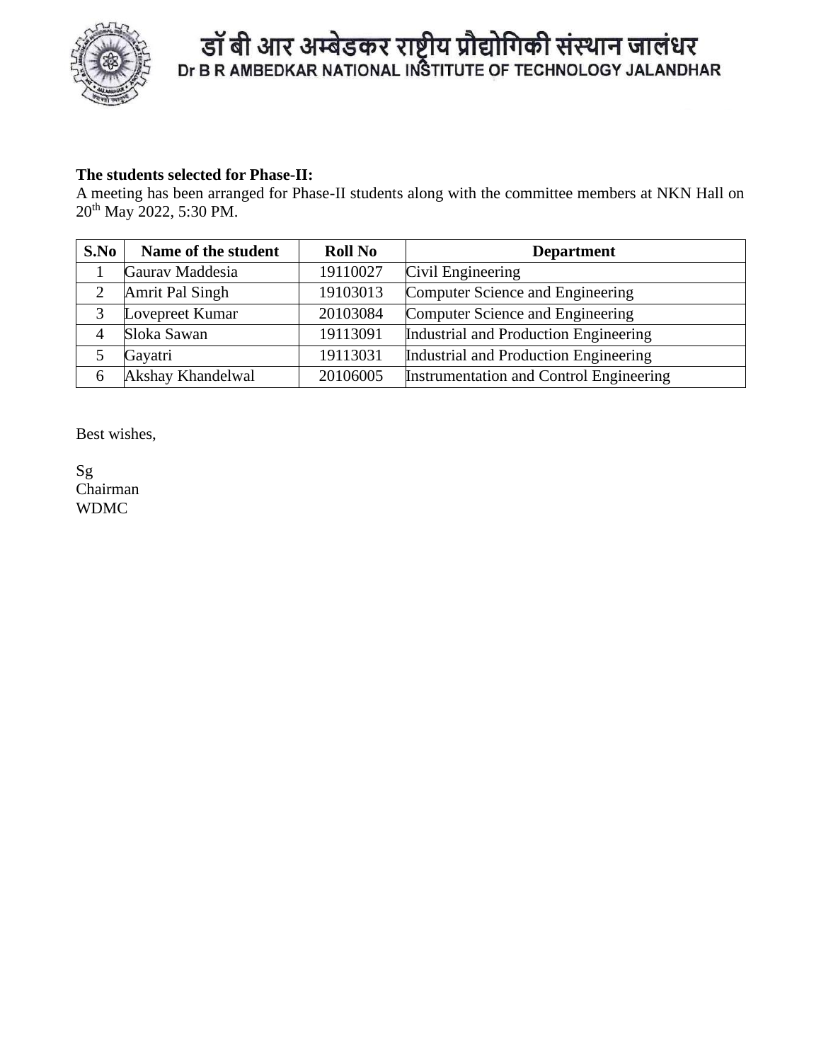# डॉ बी आर अम्बेडकर राष्ट्रीय प्रौद्योगिकी संस्थान जालंधर

## Dr B R AMBEDKAR NATIONAL INSTITUTE OF TECHNOLOGY JALANDHAR

**The students selected for Phase-II:**

A meeting has been arranged for Phase-II students along with the committee members at NKN Hall on 20th May 2022, 5:30 PM.

| S.No | Name of the student | Roll No | Department |
|---|---|---|---|
| 1 | Gaurav Maddesia | 19110027 | Civil Engineering |
| 2 | Amrit Pal Singh | 19103013 | Computer Science and Engineering |
| 3 | Lovepreet Kumar | 20103084 | Computer Science and Engineering |
| 4 | Sloka Sawan | 19113091 | Industrial and Production Engineering |
| 5 | Gayatri | 19113031 | Industrial and Production Engineering |
| 6 | Akshay Khandelwal | 20106005 | Instrumentation and Control Engineering |

Best wishes,

Sg
Chairman
WDMC